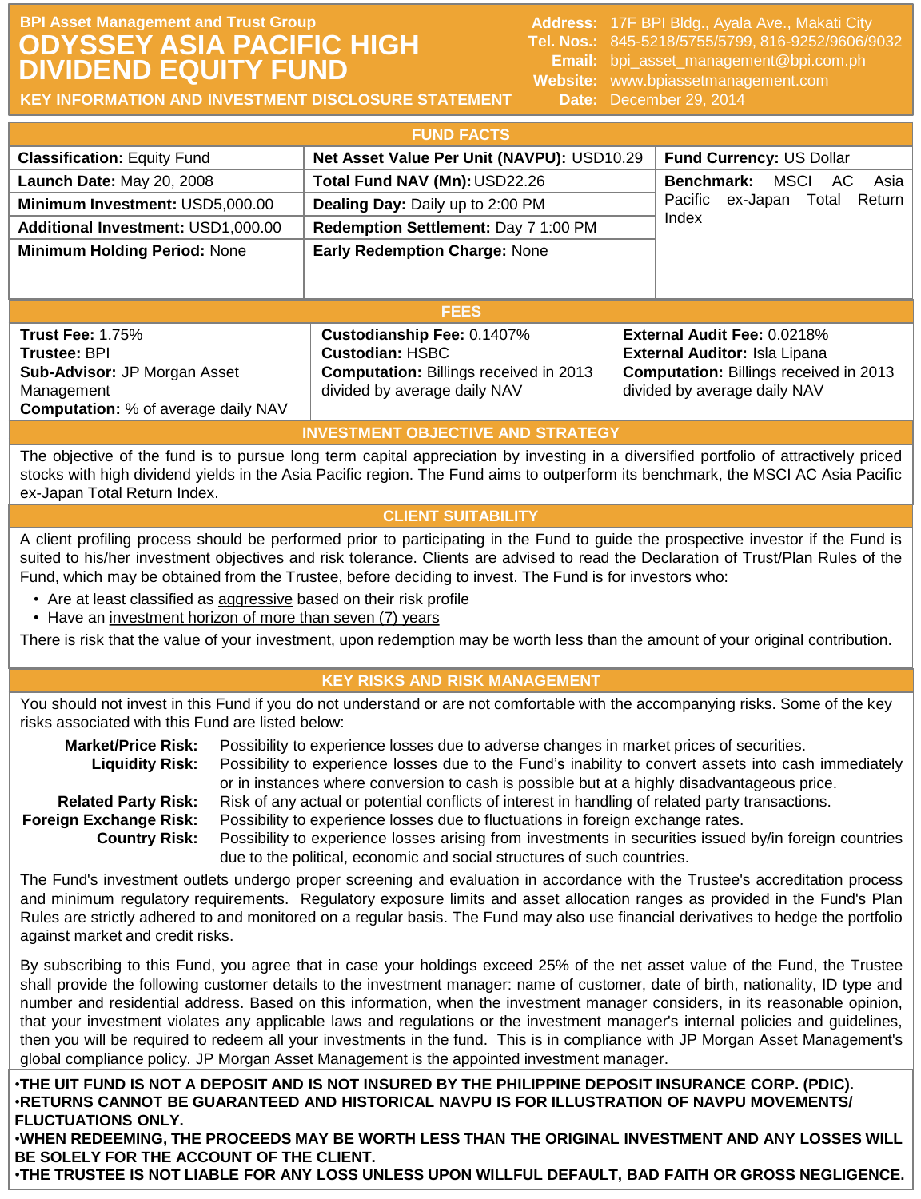**BPI Asset Management and Trust Group**

# ODYSSEY ASIA PACIFIC HIGH DIVIDEND EQUITY FUND

**KEY INFORMATION AND INVESTMENT DISCLOSURE STATEMENT**

**Address:** 17F BPI Bldg., Ayala Ave., Makati City
**Tel. Nos.:** 845-5218/5755/5799, 816-9252/9606/9032
**Email:** bpi_asset_management@bpi.com.ph
**Website:** www.bpiassetmanagement.com
**Date:** December 29, 2014

## FUND FACTS

| | | |
|---|---|---|
| **Classification:** Equity Fund | **Net Asset Value Per Unit (NAVPU):** USD10.29 | **Fund Currency:** US Dollar |
| **Launch Date:** May 20, 2008 | **Total Fund NAV (Mn):** USD22.26 | **Benchmark:** MSCI AC Asia Pacific ex-Japan Total Return Index |
| **Minimum Investment:** USD5,000.00 | **Dealing Day:** Daily up to 2:00 PM | |
| **Additional Investment:** USD1,000.00 | **Redemption Settlement:** Day 7 1:00 PM | |
| **Minimum Holding Period:** None | **Early Redemption Charge:** None | |

## FEES

| | | |
|---|---|---|
| **Trust Fee:** 1.75%<br>**Trustee:** BPI<br>**Sub-Advisor:** JP Morgan Asset Management<br>**Computation:** % of average daily NAV | **Custodianship Fee:** 0.1407%<br>**Custodian:** HSBC<br>**Computation:** Billings received in 2013 divided by average daily NAV | **External Audit Fee:** 0.0218%<br>**External Auditor:** Isla Lipana<br>**Computation:** Billings received in 2013 divided by average daily NAV |

## INVESTMENT OBJECTIVE AND STRATEGY

The objective of the fund is to pursue long term capital appreciation by investing in a diversified portfolio of attractively priced stocks with high dividend yields in the Asia Pacific region. The Fund aims to outperform its benchmark, the MSCI AC Asia Pacific ex-Japan Total Return Index.

## CLIENT SUITABILITY

A client profiling process should be performed prior to participating in the Fund to guide the prospective investor if the Fund is suited to his/her investment objectives and risk tolerance. Clients are advised to read the Declaration of Trust/Plan Rules of the Fund, which may be obtained from the Trustee, before deciding to invest. The Fund is for investors who:

- Are at least classified as aggressive based on their risk profile
- Have an investment horizon of more than seven (7) years

There is risk that the value of your investment, upon redemption may be worth less than the amount of your original contribution.

## KEY RISKS AND RISK MANAGEMENT

You should not invest in this Fund if you do not understand or are not comfortable with the accompanying risks. Some of the key risks associated with this Fund are listed below:

**Market/Price Risk:** Possibility to experience losses due to adverse changes in market prices of securities.

**Liquidity Risk:** Possibility to experience losses due to the Fund's inability to convert assets into cash immediately or in instances where conversion to cash is possible but at a highly disadvantageous price.

**Related Party Risk:** Risk of any actual or potential conflicts of interest in handling of related party transactions.

**Foreign Exchange Risk:** Possibility to experience losses due to fluctuations in foreign exchange rates.

**Country Risk:** Possibility to experience losses arising from investments in securities issued by/in foreign countries due to the political, economic and social structures of such countries.

The Fund's investment outlets undergo proper screening and evaluation in accordance with the Trustee's accreditation process and minimum regulatory requirements. Regulatory exposure limits and asset allocation ranges as provided in the Fund's Plan Rules are strictly adhered to and monitored on a regular basis. The Fund may also use financial derivatives to hedge the portfolio against market and credit risks.

By subscribing to this Fund, you agree that in case your holdings exceed 25% of the net asset value of the Fund, the Trustee shall provide the following customer details to the investment manager: name of customer, date of birth, nationality, ID type and number and residential address. Based on this information, when the investment manager considers, in its reasonable opinion, that your investment violates any applicable laws and regulations or the investment manager's internal policies and guidelines, then you will be required to redeem all your investments in the fund. This is in compliance with JP Morgan Asset Management's global compliance policy. JP Morgan Asset Management is the appointed investment manager.

**•THE UIT FUND IS NOT A DEPOSIT AND IS NOT INSURED BY THE PHILIPPINE DEPOSIT INSURANCE CORP. (PDIC).**
**•RETURNS CANNOT BE GUARANTEED AND HISTORICAL NAVPU IS FOR ILLUSTRATION OF NAVPU MOVEMENTS/ FLUCTUATIONS ONLY.**
**•WHEN REDEEMING, THE PROCEEDS MAY BE WORTH LESS THAN THE ORIGINAL INVESTMENT AND ANY LOSSES WILL BE SOLELY FOR THE ACCOUNT OF THE CLIENT.**
**•THE TRUSTEE IS NOT LIABLE FOR ANY LOSS UNLESS UPON WILLFUL DEFAULT, BAD FAITH OR GROSS NEGLIGENCE.**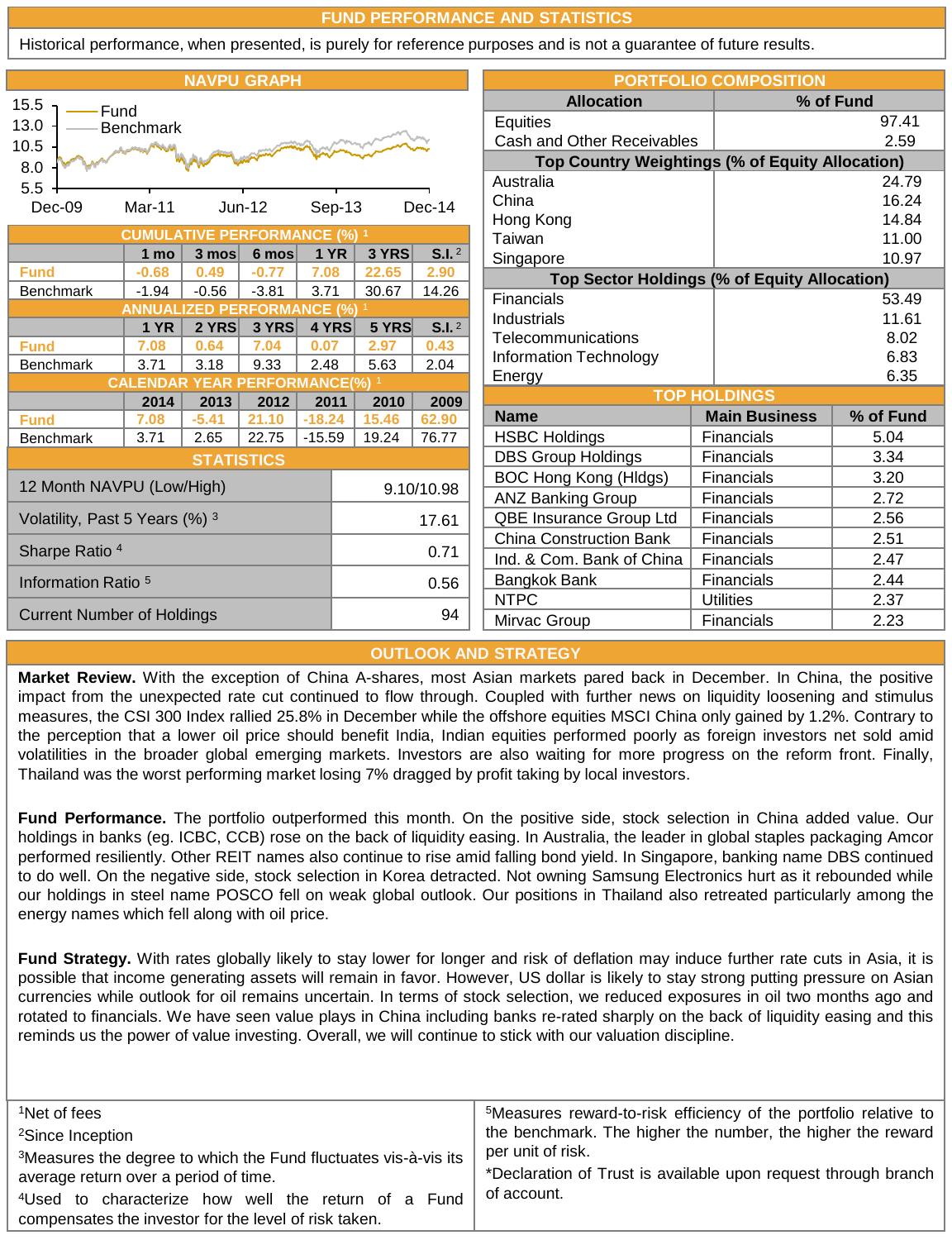## FUND PERFORMANCE AND STATISTICS

Historical performance, when presented, is purely for reference purposes and is not a guarantee of future results.

### NAVPU GRAPH

### CUMULATIVE PERFORMANCE (%) [1]

| | 1 mo | 3 mos | 6 mos | 1 YR | 3 YRS | S.I. [2] |
|---|---|---|---|---|---|---|
| Fund | -0.68 | 0.49 | -0.77 | 7.08 | 22.65 | 2.90 |
| Benchmark | -1.94 | -0.56 | -3.81 | 3.71 | 30.67 | 14.26 |

### ANNUALIZED PERFORMANCE (%) [1]

| | 1 YR | 2 YRS | 3 YRS | 4 YRS | 5 YRS | S.I. [2] |
|---|---|---|---|---|---|---|
| Fund | 7.08 | 0.64 | 7.04 | 0.07 | 2.97 | 0.43 |
| Benchmark | 3.71 | 3.18 | 9.33 | 2.48 | 5.63 | 2.04 |

### CALENDAR YEAR PERFORMANCE(%) [1]

| | 2014 | 2013 | 2012 | 2011 | 2010 | 2009 |
|---|---|---|---|---|---|---|
| Fund | 7.08 | -5.41 | 21.10 | -18.24 | 15.46 | 62.90 |
| Benchmark | 3.71 | 2.65 | 22.75 | -15.59 | 19.24 | 76.77 |

### STATISTICS

| | |
|---|---|
| 12 Month NAVPU (Low/High) | 9.10/10.98 |
| Volatility, Past 5 Years (%) [3] | 17.61 |
| Sharpe Ratio [4] | 0.71 |
| Information Ratio [5] | 0.56 |
| Current Number of Holdings | 94 |

### PORTFOLIO COMPOSITION

| Allocation | % of Fund |
|---|---|
| Equities | 97.41 |
| Cash and Other Receivables | 2.59 |
| **Top Country Weightings (% of Equity Allocation)** | |
| Australia | 24.79 |
| China | 16.24 |
| Hong Kong | 14.84 |
| Taiwan | 11.00 |
| Singapore | 10.97 |
| **Top Sector Holdings (% of Equity Allocation)** | |
| Financials | 53.49 |
| Industrials | 11.61 |
| Telecommunications | 8.02 |
| Information Technology | 6.83 |
| Energy | 6.35 |

### TOP HOLDINGS

| Name | Main Business | % of Fund |
|---|---|---|
| HSBC Holdings | Financials | 5.04 |
| DBS Group Holdings | Financials | 3.34 |
| BOC Hong Kong (Hldgs) | Financials | 3.20 |
| ANZ Banking Group | Financials | 2.72 |
| QBE Insurance Group Ltd | Financials | 2.56 |
| China Construction Bank | Financials | 2.51 |
| Ind. & Com. Bank of China | Financials | 2.47 |
| Bangkok Bank | Financials | 2.44 |
| NTPC | Utilities | 2.37 |
| Mirvac Group | Financials | 2.23 |

## OUTLOOK AND STRATEGY

**Market Review.** With the exception of China A-shares, most Asian markets pared back in December. In China, the positive impact from the unexpected rate cut continued to flow through. Coupled with further news on liquidity loosening and stimulus measures, the CSI 300 Index rallied 25.8% in December while the offshore equities MSCI China only gained by 1.2%. Contrary to the perception that a lower oil price should benefit India, Indian equities performed poorly as foreign investors net sold amid volatilities in the broader global emerging markets. Investors are also waiting for more progress on the reform front. Finally, Thailand was the worst performing market losing 7% dragged by profit taking by local investors.

**Fund Performance.** The portfolio outperformed this month. On the positive side, stock selection in China added value. Our holdings in banks (eg. ICBC, CCB) rose on the back of liquidity easing. In Australia, the leader in global staples packaging Amcor performed resiliently. Other REIT names also continue to rise amid falling bond yield. In Singapore, banking name DBS continued to do well. On the negative side, stock selection in Korea detracted. Not owning Samsung Electronics hurt as it rebounded while our holdings in steel name POSCO fell on weak global outlook. Our positions in Thailand also retreated particularly among the energy names which fell along with oil price.

**Fund Strategy.** With rates globally likely to stay lower for longer and risk of deflation may induce further rate cuts in Asia, it is possible that income generating assets will remain in favor. However, US dollar is likely to stay strong putting pressure on Asian currencies while outlook for oil remains uncertain. In terms of stock selection, we reduced exposures in oil two months ago and rotated to financials. We have seen value plays in China including banks re-rated sharply on the back of liquidity easing and this reminds us the power of value investing. Overall, we will continue to stick with our valuation discipline.

[1] Net of fees

[2] Since Inception

[3] Measures the degree to which the Fund fluctuates vis-à-vis its average return over a period of time.

[4] Used to characterize how well the return of a Fund compensates the investor for the level of risk taken.

[5] Measures reward-to-risk efficiency of the portfolio relative to the benchmark. The higher the number, the higher the reward per unit of risk.

*Declaration of Trust is available upon request through branch of account.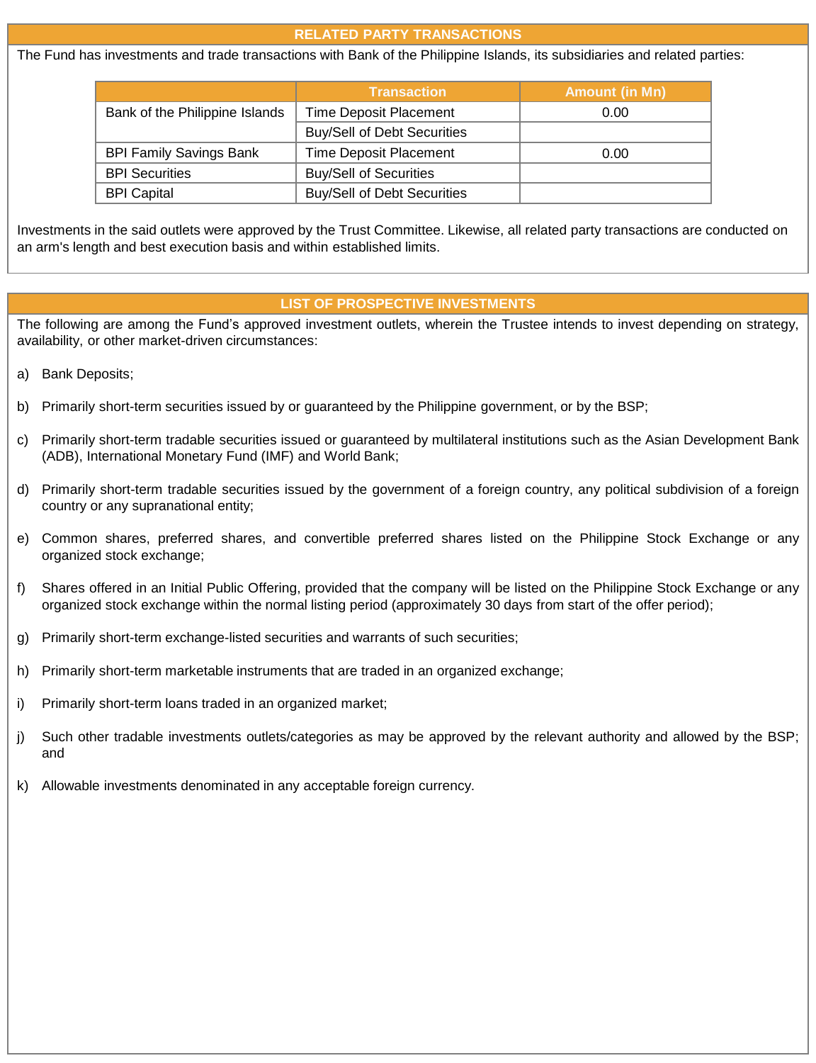## RELATED PARTY TRANSACTIONS

The Fund has investments and trade transactions with Bank of the Philippine Islands, its subsidiaries and related parties:

| | Transaction | Amount (in Mn) |
|---|---|---|
| Bank of the Philippine Islands | Time Deposit Placement | 0.00 |
| | Buy/Sell of Debt Securities | |
| BPI Family Savings Bank | Time Deposit Placement | 0.00 |
| BPI Securities | Buy/Sell of Securities | |
| BPI Capital | Buy/Sell of Debt Securities | |

Investments in the said outlets were approved by the Trust Committee. Likewise, all related party transactions are conducted on an arm's length and best execution basis and within established limits.

## LIST OF PROSPECTIVE INVESTMENTS

The following are among the Fund's approved investment outlets, wherein the Trustee intends to invest depending on strategy, availability, or other market-driven circumstances:

a) Bank Deposits;

b) Primarily short-term securities issued by or guaranteed by the Philippine government, or by the BSP;

c) Primarily short-term tradable securities issued or guaranteed by multilateral institutions such as the Asian Development Bank (ADB), International Monetary Fund (IMF) and World Bank;

d) Primarily short-term tradable securities issued by the government of a foreign country, any political subdivision of a foreign country or any supranational entity;

e) Common shares, preferred shares, and convertible preferred shares listed on the Philippine Stock Exchange or any organized stock exchange;

f) Shares offered in an Initial Public Offering, provided that the company will be listed on the Philippine Stock Exchange or any organized stock exchange within the normal listing period (approximately 30 days from start of the offer period);

g) Primarily short-term exchange-listed securities and warrants of such securities;

h) Primarily short-term marketable instruments that are traded in an organized exchange;

i) Primarily short-term loans traded in an organized market;

j) Such other tradable investments outlets/categories as may be approved by the relevant authority and allowed by the BSP; and

k) Allowable investments denominated in any acceptable foreign currency.